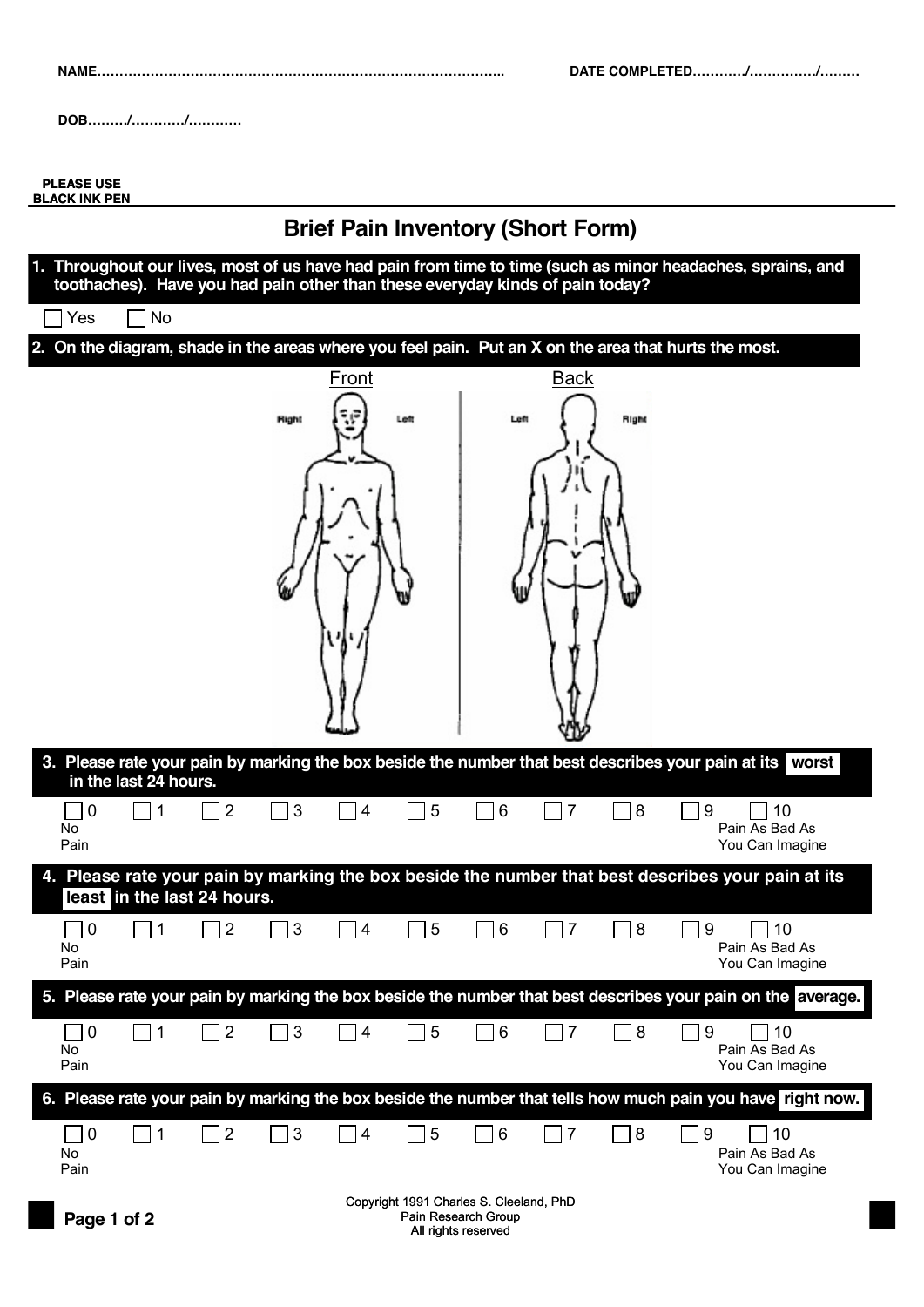NAME……………………………………………………………………………….. DATE COMPLETED…………/……………/………

DOB………/…………/…………

PLEASE USE BLACK INK PEN

# Brief Pain Inventory (Short Form)

**1. Throughout our lives, most of us have had pain from time to time (such as minor headaches, sprains, and toothaches). Have you had pain other than these everyday kinds of pain today?**

☐ Yes ☐ No

**2. On the diagram, shade in the areas where you feel pain. Put an X on the area that hurts the most.**

Front Back

Right Left Left Right

**3. Please rate your pain by marking the box beside the number that best describes your pain at its worst in the last 24 hours.**

| ☐ 0 | ☐ 1 | ☐ 2 | ☐ 3 | ☐ 4 | ☐ 5 | ☐ 6 | ☐ 7 | ☐ 8 | ☐ 9 | ☐ 10 |
|---|---|---|---|---|---|---|---|---|---|---|
| No Pain | | | | | | | | | | Pain As Bad As You Can Imagine |

**4. Please rate your pain by marking the box beside the number that best describes your pain at its least in the last 24 hours.**

| ☐ 0 | ☐ 1 | ☐ 2 | ☐ 3 | ☐ 4 | ☐ 5 | ☐ 6 | ☐ 7 | ☐ 8 | ☐ 9 | ☐ 10 |
|---|---|---|---|---|---|---|---|---|---|---|
| No Pain | | | | | | | | | | Pain As Bad As You Can Imagine |

**5. Please rate your pain by marking the box beside the number that best describes your pain on the average.**

| ☐ 0 | ☐ 1 | ☐ 2 | ☐ 3 | ☐ 4 | ☐ 5 | ☐ 6 | ☐ 7 | ☐ 8 | ☐ 9 | ☐ 10 |
|---|---|---|---|---|---|---|---|---|---|---|
| No Pain | | | | | | | | | | Pain As Bad As You Can Imagine |

**6. Please rate your pain by marking the box beside the number that tells how much pain you have right now.**

| ☐ 0 | ☐ 1 | ☐ 2 | ☐ 3 | ☐ 4 | ☐ 5 | ☐ 6 | ☐ 7 | ☐ 8 | ☐ 9 | ☐ 10 |
|---|---|---|---|---|---|---|---|---|---|---|
| No Pain | | | | | | | | | | Pain As Bad As You Can Imagine |

Copyright 1991 Charles S. Cleeland, PhD
Pain Research Group
All rights reserved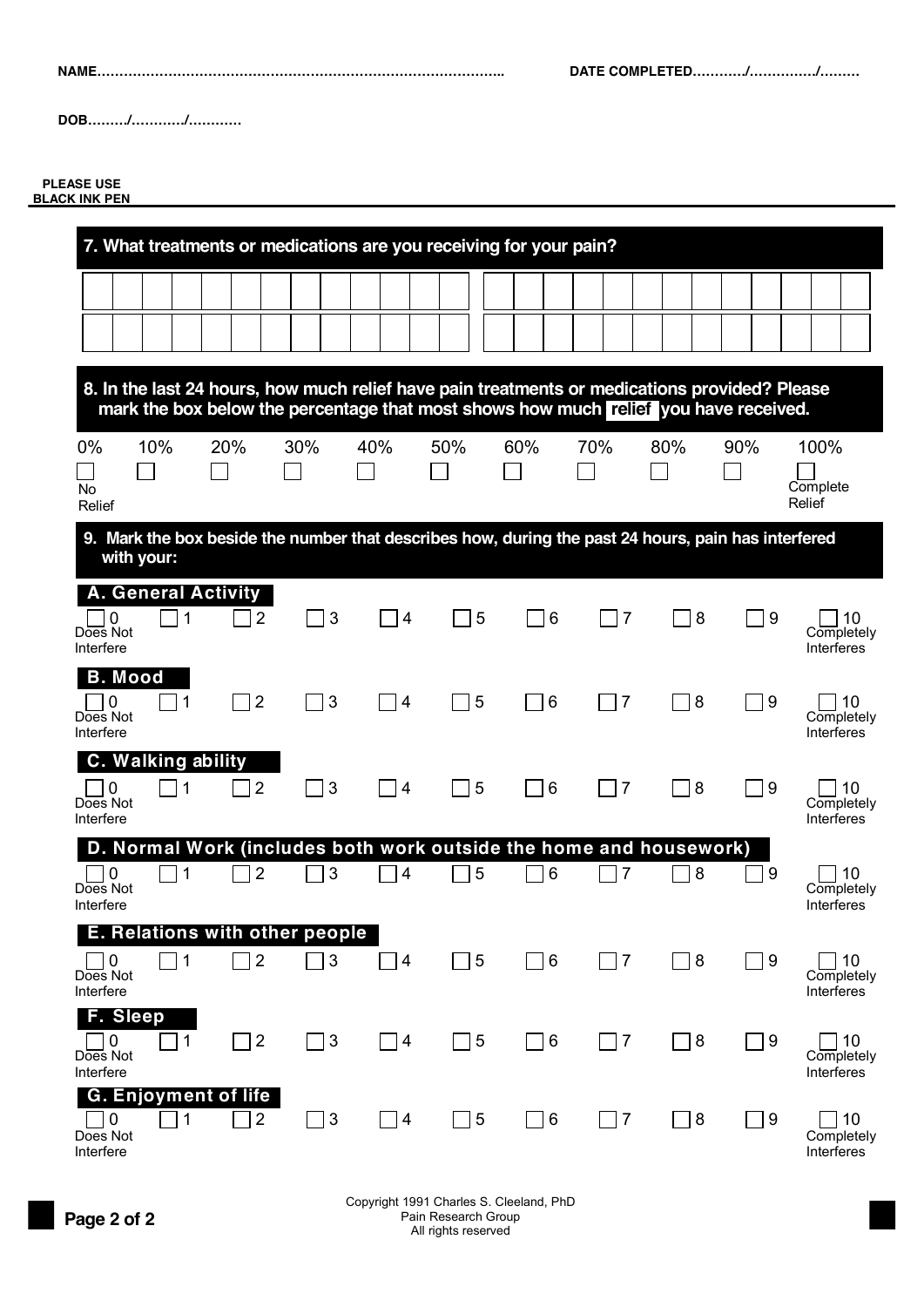NAME……………………………………………………………………………….. DATE COMPLETED………../…………../………

DOB………/…………/…………

PLEASE USE BLACK INK PEN

## 7. What treatments or medications are you receiving for your pain?

| | | | | | | | | | | | | | | | | | | | | | | | | | | | | |
|---|---|---|---|---|---|---|---|---|---|---|---|---|---|---|---|---|---|---|---|---|---|---|---|---|---|---|---|---|
| | | | | | | | | | | | | | | | | | | | | | | | | | | | | |
| | | | | | | | | | | | | | | | | | | | | | | | | | | | | |

## 8. In the last 24 hours, how much relief have pain treatments or medications provided? Please mark the box below the percentage that most shows how much **relief** you have received.

| 0% | 10% | 20% | 30% | 40% | 50% | 60% | 70% | 80% | 90% | 100% |
|---|---|---|---|---|---|---|---|---|---|---|
| ☐ No Relief | ☐ | ☐ | ☐ | ☐ | ☐ | ☐ | ☐ | ☐ | ☐ | ☐ Complete Relief |

## 9. Mark the box beside the number that describes how, during the past 24 hours, pain has interfered with your:

### A. General Activity

☐ 0 Does Not Interfere ☐ 1 ☐ 2 ☐ 3 ☐ 4 ☐ 5 ☐ 6 ☐ 7 ☐ 8 ☐ 9 ☐ 10 Completely Interferes

### B. Mood

☐ 0 Does Not Interfere ☐ 1 ☐ 2 ☐ 3 ☐ 4 ☐ 5 ☐ 6 ☐ 7 ☐ 8 ☐ 9 ☐ 10 Completely Interferes

### C. Walking ability

☐ 0 Does Not Interfere ☐ 1 ☐ 2 ☐ 3 ☐ 4 ☐ 5 ☐ 6 ☐ 7 ☐ 8 ☐ 9 ☐ 10 Completely Interferes

### D. Normal Work (includes both work outside the home and housework)

☐ 0 Does Not Interfere ☐ 1 ☐ 2 ☐ 3 ☐ 4 ☐ 5 ☐ 6 ☐ 7 ☐ 8 ☐ 9 ☐ 10 Completely Interferes

### E. Relations with other people

☐ 0 Does Not Interfere ☐ 1 ☐ 2 ☐ 3 ☐ 4 ☐ 5 ☐ 6 ☐ 7 ☐ 8 ☐ 9 ☐ 10 Completely Interferes

### F. Sleep

☐ 0 Does Not Interfere ☐ 1 ☐ 2 ☐ 3 ☐ 4 ☐ 5 ☐ 6 ☐ 7 ☐ 8 ☐ 9 ☐ 10 Completely Interferes

### G. Enjoyment of life

☐ 0 Does Not Interfere ☐ 1 ☐ 2 ☐ 3 ☐ 4 ☐ 5 ☐ 6 ☐ 7 ☐ 8 ☐ 9 ☐ 10 Completely Interferes

Copyright 1991 Charles S. Cleeland, PhD
Pain Research Group
All rights reserved